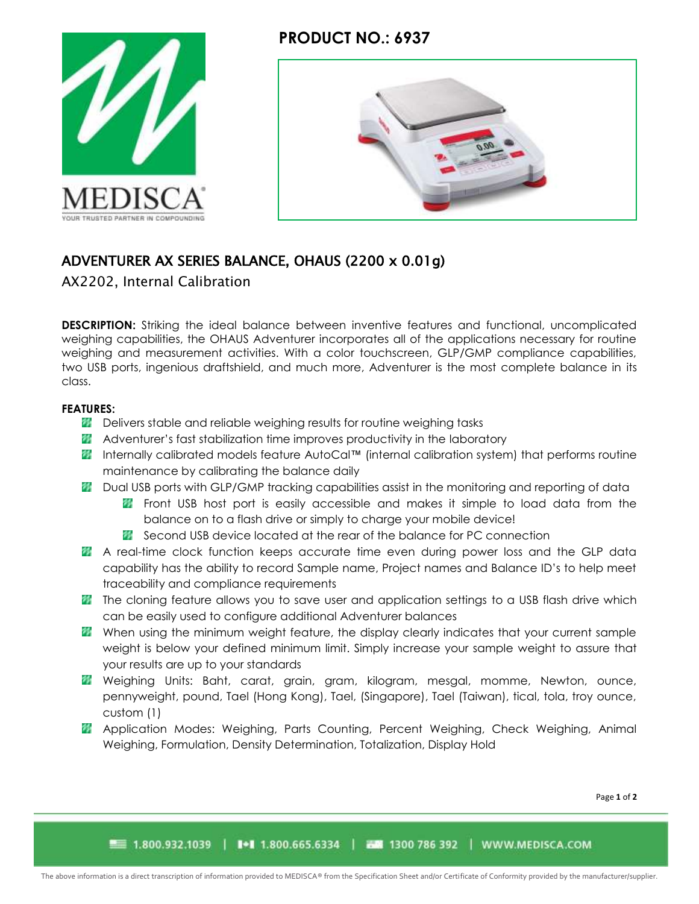**PRODUCT NO.: 6937**

## ADVENTURER AX SERIES BALANCE, OHAUS (2200 x 0.01g)

AX2202, Internal Calibration

**DESCRIPTION:** Striking the ideal balance between inventive features and functional, uncomplicated weighing capabilities, the OHAUS Adventurer incorporates all of the applications necessary for routine weighing and measurement activities. With a color touchscreen, GLP/GMP compliance capabilities, two USB ports, ingenious draftshield, and much more, Adventurer is the most complete balance in its class.

**FEATURES:**

- Delivers stable and reliable weighing results for routine weighing tasks
- Adventurer's fast stabilization time improves productivity in the laboratory
- Internally calibrated models feature AutoCal™ (internal calibration system) that performs routine maintenance by calibrating the balance daily
- Dual USB ports with GLP/GMP tracking capabilities assist in the monitoring and reporting of data
  - Front USB host port is easily accessible and makes it simple to load data from the balance on to a flash drive or simply to charge your mobile device!
  - Second USB device located at the rear of the balance for PC connection
- A real-time clock function keeps accurate time even during power loss and the GLP data capability has the ability to record Sample name, Project names and Balance ID's to help meet traceability and compliance requirements
- The cloning feature allows you to save user and application settings to a USB flash drive which can be easily used to configure additional Adventurer balances
- When using the minimum weight feature, the display clearly indicates that your current sample weight is below your defined minimum limit. Simply increase your sample weight to assure that your results are up to your standards
- Weighing Units: Baht, carat, grain, gram, kilogram, mesgal, momme, Newton, ounce, pennyweight, pound, Tael (Hong Kong), Tael, (Singapore), Tael (Taiwan), tical, tola, troy ounce, custom (1)
- Application Modes: Weighing, Parts Counting, Percent Weighing, Check Weighing, Animal Weighing, Formulation, Density Determination, Totalization, Display Hold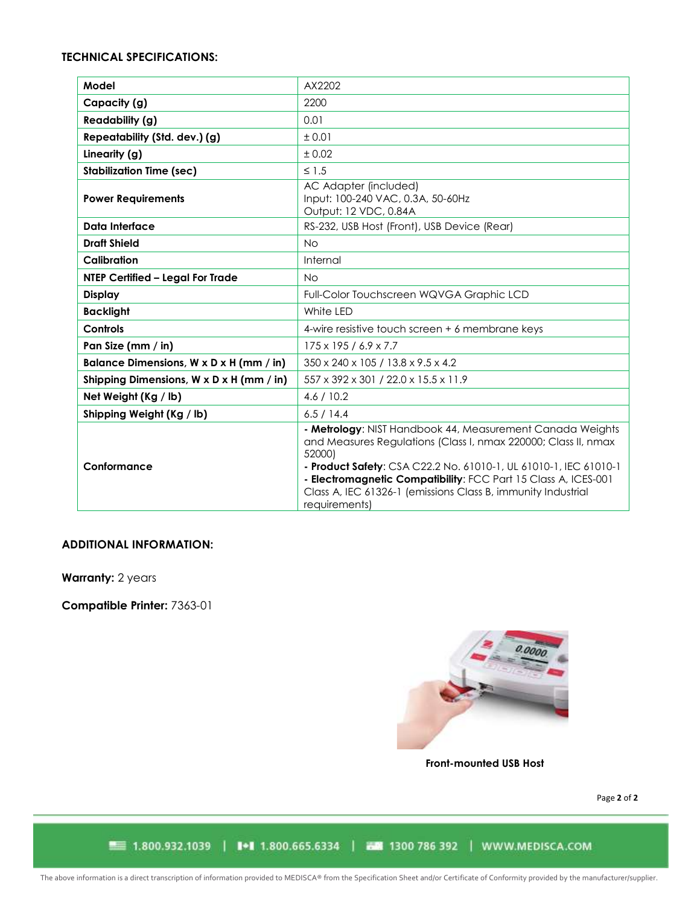### TECHNICAL SPECIFICATIONS:

| | |
|---|---|
| **Model** | AX2202 |
| **Capacity (g)** | 2200 |
| **Readability (g)** | 0.01 |
| **Repeatability (Std. dev.) (g)** | ± 0.01 |
| **Linearity (g)** | ± 0.02 |
| **Stabilization Time (sec)** | ≤ 1.5 |
| **Power Requirements** | AC Adapter (included)<br>Input: 100-240 VAC, 0.3A, 50-60Hz<br>Output: 12 VDC, 0.84A |
| **Data Interface** | RS-232, USB Host (Front), USB Device (Rear) |
| **Draft Shield** | No |
| **Calibration** | Internal |
| **NTEP Certified – Legal For Trade** | No |
| **Display** | Full-Color Touchscreen WQVGA Graphic LCD |
| **Backlight** | White LED |
| **Controls** | 4-wire resistive touch screen + 6 membrane keys |
| **Pan Size (mm / in)** | 175 x 195 / 6.9 x 7.7 |
| **Balance Dimensions, W x D x H (mm / in)** | 350 x 240 x 105 / 13.8 x 9.5 x 4.2 |
| **Shipping Dimensions, W x D x H (mm / in)** | 557 x 392 x 301 / 22.0 x 15.5 x 11.9 |
| **Net Weight (Kg / lb)** | 4.6 / 10.2 |
| **Shipping Weight (Kg / lb)** | 6.5 / 14.4 |
| **Conformance** | - **Metrology**: NIST Handbook 44, Measurement Canada Weights and Measures Regulations (Class I, nmax 220000; Class II, nmax 52000)<br>- **Product Safety**: CSA C22.2 No. 61010-1, UL 61010-1, IEC 61010-1<br>- **Electromagnetic Compatibility**: FCC Part 15 Class A, ICES-001 Class A, IEC 61326-1 (emissions Class B, immunity Industrial requirements) |

### ADDITIONAL INFORMATION:

**Warranty:** 2 years

**Compatible Printer:** 7363-01

**Front-mounted USB Host**

1.800.932.1039 | 1.800.665.6334 | 1300 786 392 | WWW.MEDISCA.COM

The above information is a direct transcription of information provided to MEDISCA® from the Specification Sheet and/or Certificate of Conformity provided by the manufacturer/supplier.